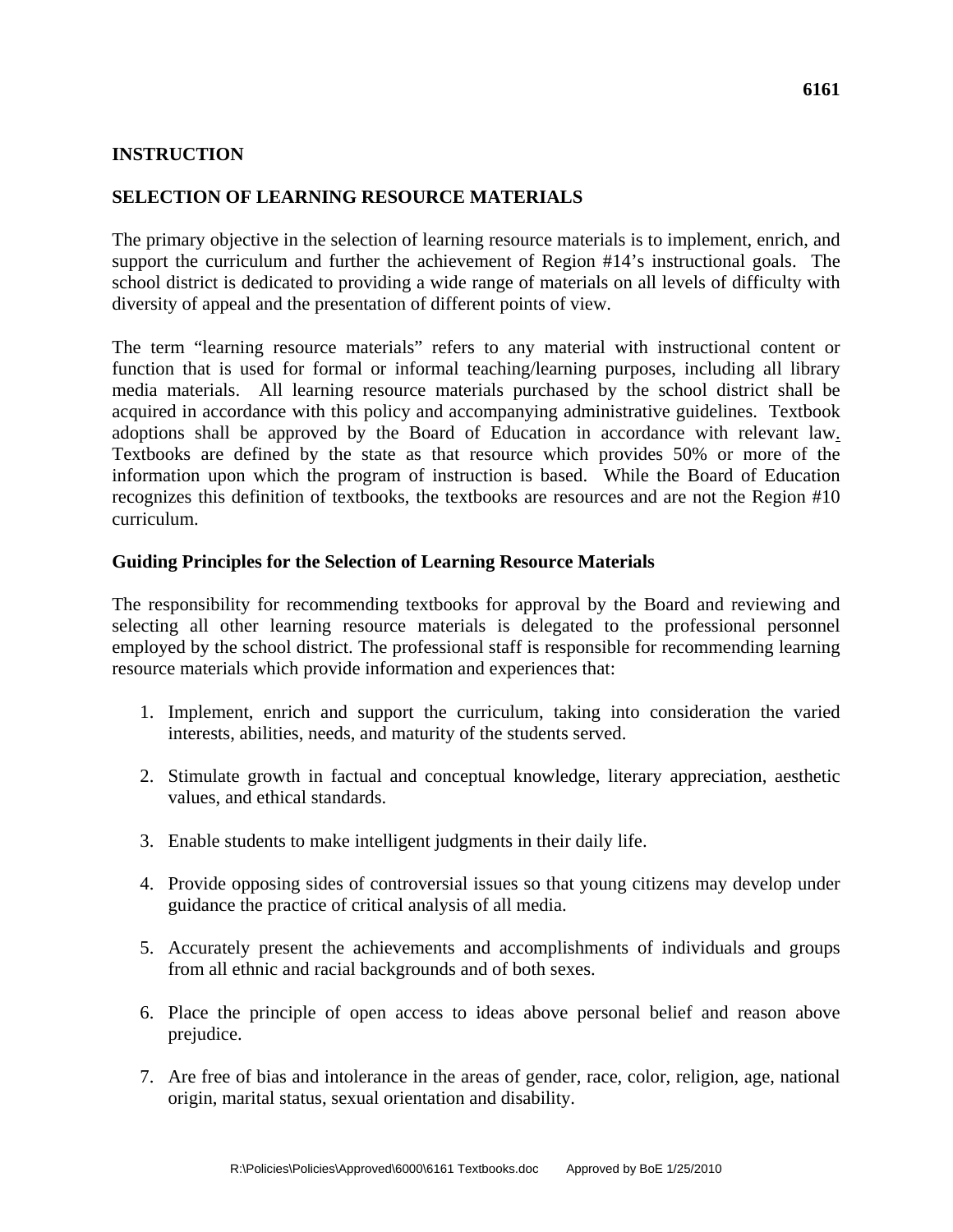**6161**

**INSTRUCTION**

**SELECTION OF LEARNING RESOURCE MATERIALS**

The primary objective in the selection of learning resource materials is to implement, enrich, and support the curriculum and further the achievement of Region #14's instructional goals. The school district is dedicated to providing a wide range of materials on all levels of difficulty with diversity of appeal and the presentation of different points of view.

The term "learning resource materials" refers to any material with instructional content or function that is used for formal or informal teaching/learning purposes, including all library media materials. All learning resource materials purchased by the school district shall be acquired in accordance with this policy and accompanying administrative guidelines. Textbook adoptions shall be approved by the Board of Education in accordance with relevant law. Textbooks are defined by the state as that resource which provides 50% or more of the information upon which the program of instruction is based. While the Board of Education recognizes this definition of textbooks, the textbooks are resources and are not the Region #10 curriculum.

**Guiding Principles for the Selection of Learning Resource Materials**

The responsibility for recommending textbooks for approval by the Board and reviewing and selecting all other learning resource materials is delegated to the professional personnel employed by the school district. The professional staff is responsible for recommending learning resource materials which provide information and experiences that:

1. Implement, enrich and support the curriculum, taking into consideration the varied interests, abilities, needs, and maturity of the students served.

2. Stimulate growth in factual and conceptual knowledge, literary appreciation, aesthetic values, and ethical standards.

3. Enable students to make intelligent judgments in their daily life.

4. Provide opposing sides of controversial issues so that young citizens may develop under guidance the practice of critical analysis of all media.

5. Accurately present the achievements and accomplishments of individuals and groups from all ethnic and racial backgrounds and of both sexes.

6. Place the principle of open access to ideas above personal belief and reason above prejudice.

7. Are free of bias and intolerance in the areas of gender, race, color, religion, age, national origin, marital status, sexual orientation and disability.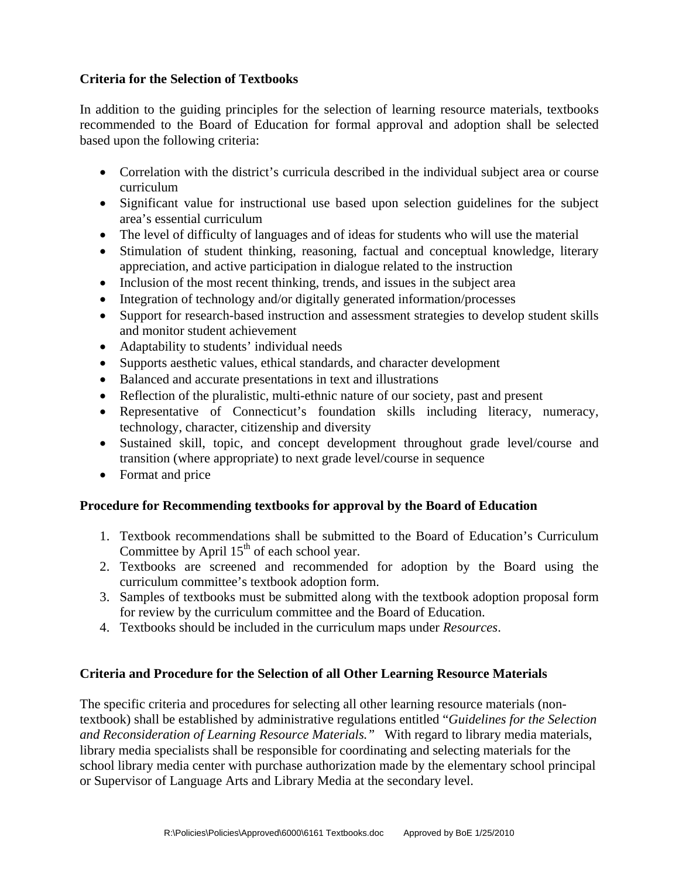**Criteria for the Selection of Textbooks**

In addition to the guiding principles for the selection of learning resource materials, textbooks recommended to the Board of Education for formal approval and adoption shall be selected based upon the following criteria:

- Correlation with the district's curricula described in the individual subject area or course curriculum
- Significant value for instructional use based upon selection guidelines for the subject area's essential curriculum
- The level of difficulty of languages and of ideas for students who will use the material
- Stimulation of student thinking, reasoning, factual and conceptual knowledge, literary appreciation, and active participation in dialogue related to the instruction
- Inclusion of the most recent thinking, trends, and issues in the subject area
- Integration of technology and/or digitally generated information/processes
- Support for research-based instruction and assessment strategies to develop student skills and monitor student achievement
- Adaptability to students' individual needs
- Supports aesthetic values, ethical standards, and character development
- Balanced and accurate presentations in text and illustrations
- Reflection of the pluralistic, multi-ethnic nature of our society, past and present
- Representative of Connecticut's foundation skills including literacy, numeracy, technology, character, citizenship and diversity
- Sustained skill, topic, and concept development throughout grade level/course and transition (where appropriate) to next grade level/course in sequence
- Format and price

**Procedure for Recommending textbooks for approval by the Board of Education**

1. Textbook recommendations shall be submitted to the Board of Education's Curriculum Committee by April 15th of each school year.
2. Textbooks are screened and recommended for adoption by the Board using the curriculum committee's textbook adoption form.
3. Samples of textbooks must be submitted along with the textbook adoption proposal form for review by the curriculum committee and the Board of Education.
4. Textbooks should be included in the curriculum maps under *Resources*.

**Criteria and Procedure for the Selection of all Other Learning Resource Materials**

The specific criteria and procedures for selecting all other learning resource materials (non-textbook) shall be established by administrative regulations entitled "*Guidelines for the Selection and Reconsideration of Learning Resource Materials.*" With regard to library media materials, library media specialists shall be responsible for coordinating and selecting materials for the school library media center with purchase authorization made by the elementary school principal or Supervisor of Language Arts and Library Media at the secondary level.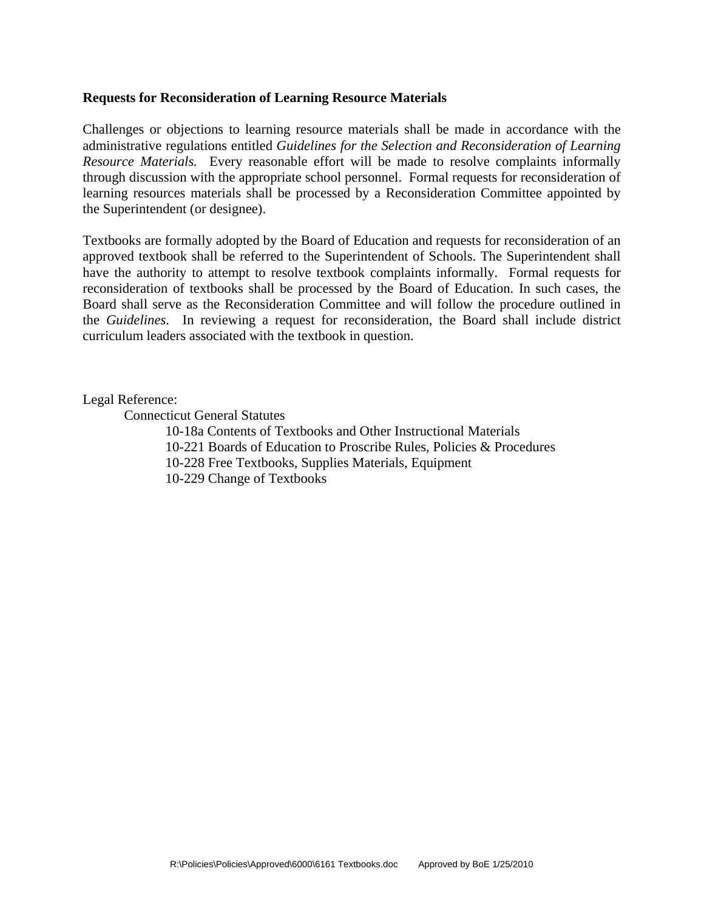**Requests for Reconsideration of Learning Resource Materials**

Challenges or objections to learning resource materials shall be made in accordance with the administrative regulations entitled *Guidelines for the Selection and Reconsideration of Learning Resource Materials.* Every reasonable effort will be made to resolve complaints informally through discussion with the appropriate school personnel. Formal requests for reconsideration of learning resources materials shall be processed by a Reconsideration Committee appointed by the Superintendent (or designee).

Textbooks are formally adopted by the Board of Education and requests for reconsideration of an approved textbook shall be referred to the Superintendent of Schools. The Superintendent shall have the authority to attempt to resolve textbook complaints informally. Formal requests for reconsideration of textbooks shall be processed by the Board of Education. In such cases, the Board shall serve as the Reconsideration Committee and will follow the procedure outlined in the *Guidelines*. In reviewing a request for reconsideration, the Board shall include district curriculum leaders associated with the textbook in question.

Legal Reference:

Connecticut General Statutes

10-18a Contents of Textbooks and Other Instructional Materials
10-221 Boards of Education to Proscribe Rules, Policies & Procedures
10-228 Free Textbooks, Supplies Materials, Equipment
10-229 Change of Textbooks

R:\Policies\Policies\Approved\6000\6161 Textbooks.doc Approved by BoE 1/25/2010